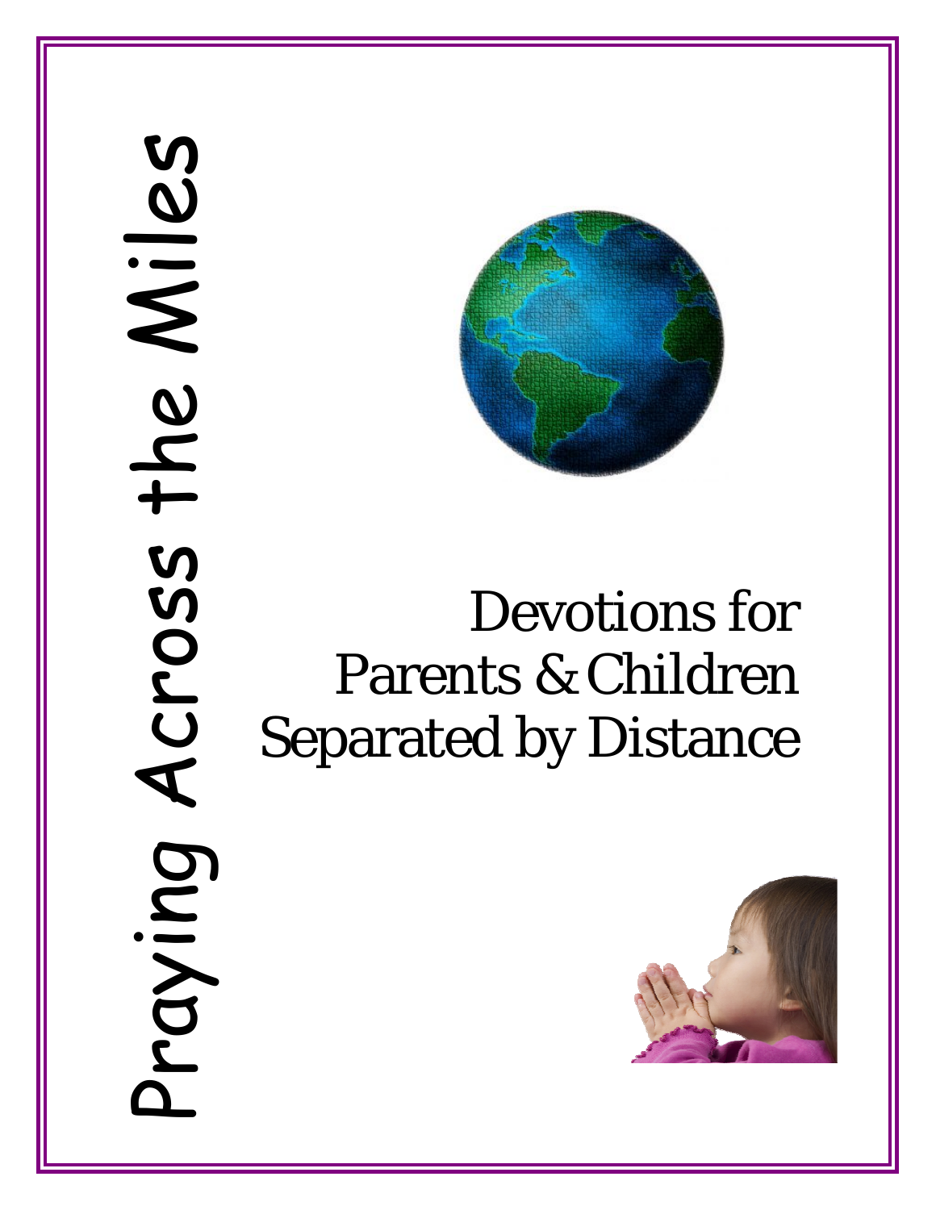# Praying Across the Miles

Devotions for
Parents & Children
Separated by Distance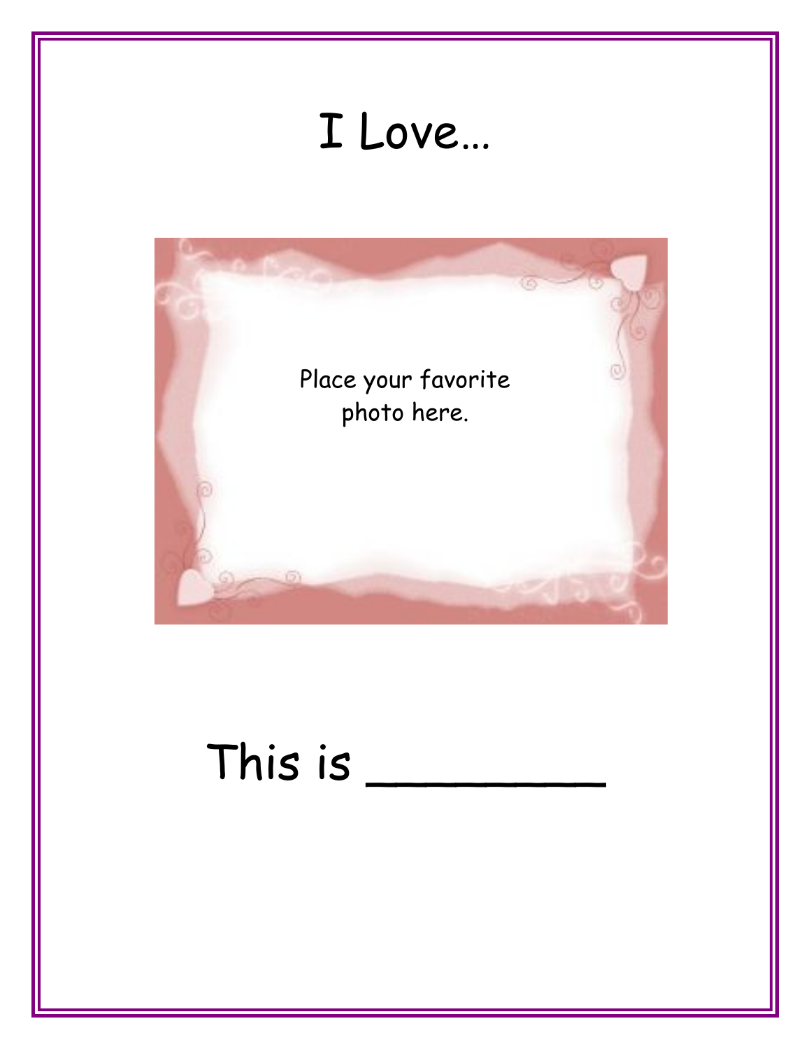# I Love…

Place your favorite photo here.

This is ________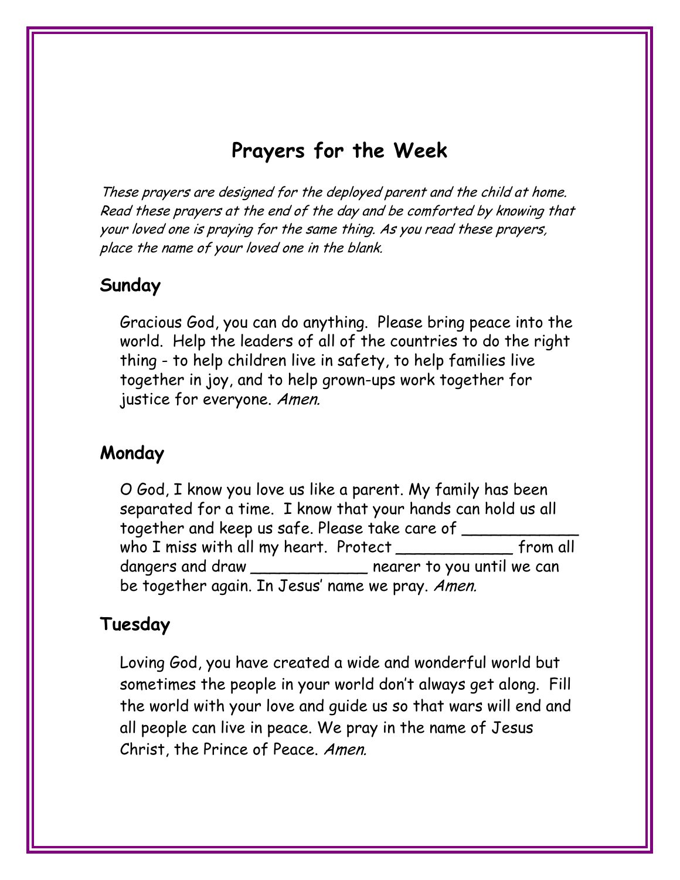# Prayers for the Week

*These prayers are designed for the deployed parent and the child at home. Read these prayers at the end of the day and be comforted by knowing that your loved one is praying for the same thing. As you read these prayers, place the name of your loved one in the blank.*

## Sunday

Gracious God, you can do anything. Please bring peace into the world. Help the leaders of all of the countries to do the right thing - to help children live in safety, to help families live together in joy, and to help grown-ups work together for justice for everyone. *Amen.*

## Monday

O God, I know you love us like a parent. My family has been separated for a time. I know that your hands can hold us all together and keep us safe. Please take care of ____________ who I miss with all my heart. Protect ____________ from all dangers and draw ____________ nearer to you until we can be together again. In Jesus' name we pray. *Amen.*

## Tuesday

Loving God, you have created a wide and wonderful world but sometimes the people in your world don't always get along. Fill the world with your love and guide us so that wars will end and all people can live in peace. We pray in the name of Jesus Christ, the Prince of Peace. *Amen.*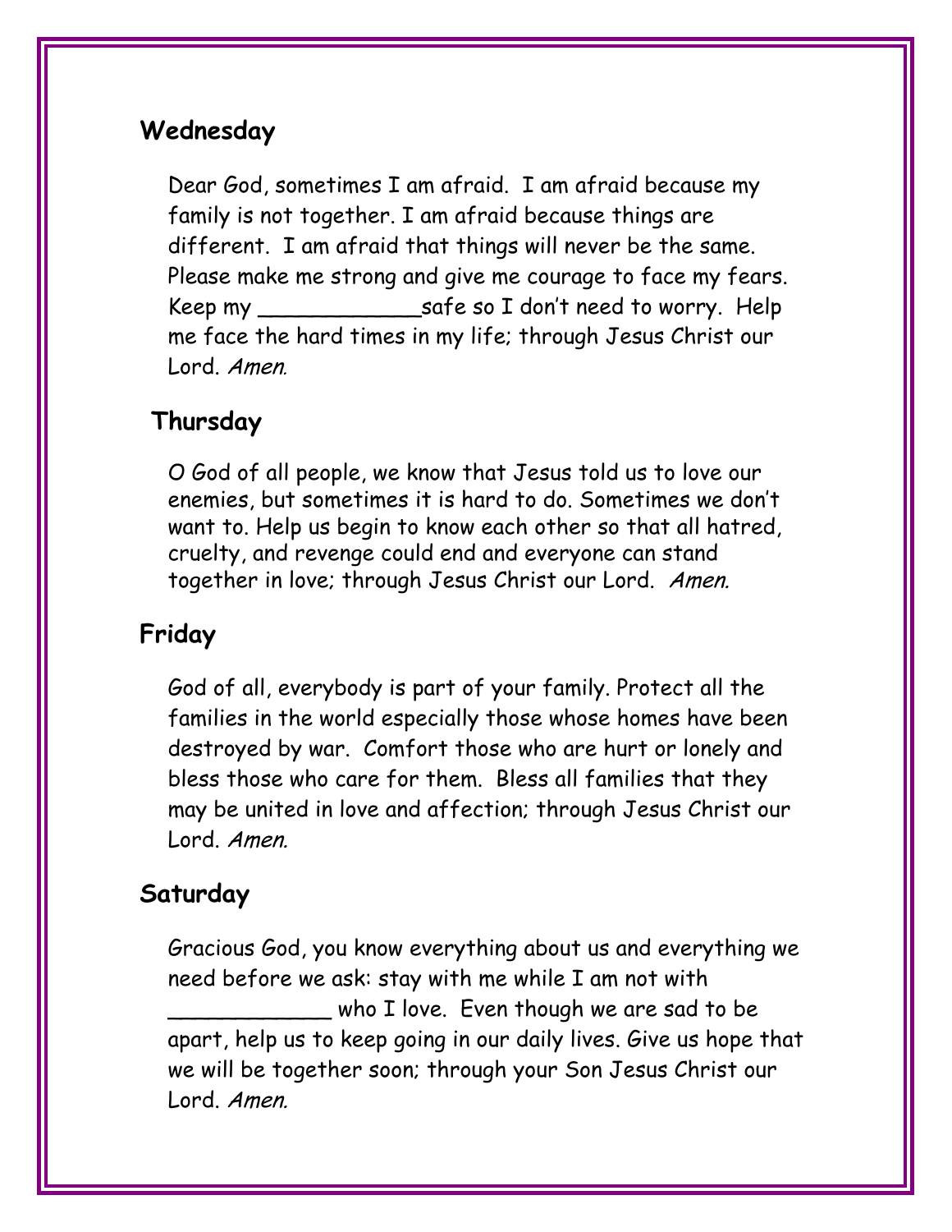## Wednesday

Dear God, sometimes I am afraid. I am afraid because my family is not together. I am afraid because things are different. I am afraid that things will never be the same. Please make me strong and give me courage to face my fears. Keep my ____________safe so I don't need to worry. Help me face the hard times in my life; through Jesus Christ our Lord. *Amen.*

## Thursday

O God of all people, we know that Jesus told us to love our enemies, but sometimes it is hard to do. Sometimes we don't want to. Help us begin to know each other so that all hatred, cruelty, and revenge could end and everyone can stand together in love; through Jesus Christ our Lord. *Amen.*

## Friday

God of all, everybody is part of your family. Protect all the families in the world especially those whose homes have been destroyed by war. Comfort those who are hurt or lonely and bless those who care for them. Bless all families that they may be united in love and affection; through Jesus Christ our Lord. *Amen.*

## Saturday

Gracious God, you know everything about us and everything we need before we ask: stay with me while I am not with ____________ who I love. Even though we are sad to be apart, help us to keep going in our daily lives. Give us hope that we will be together soon; through your Son Jesus Christ our Lord. *Amen.*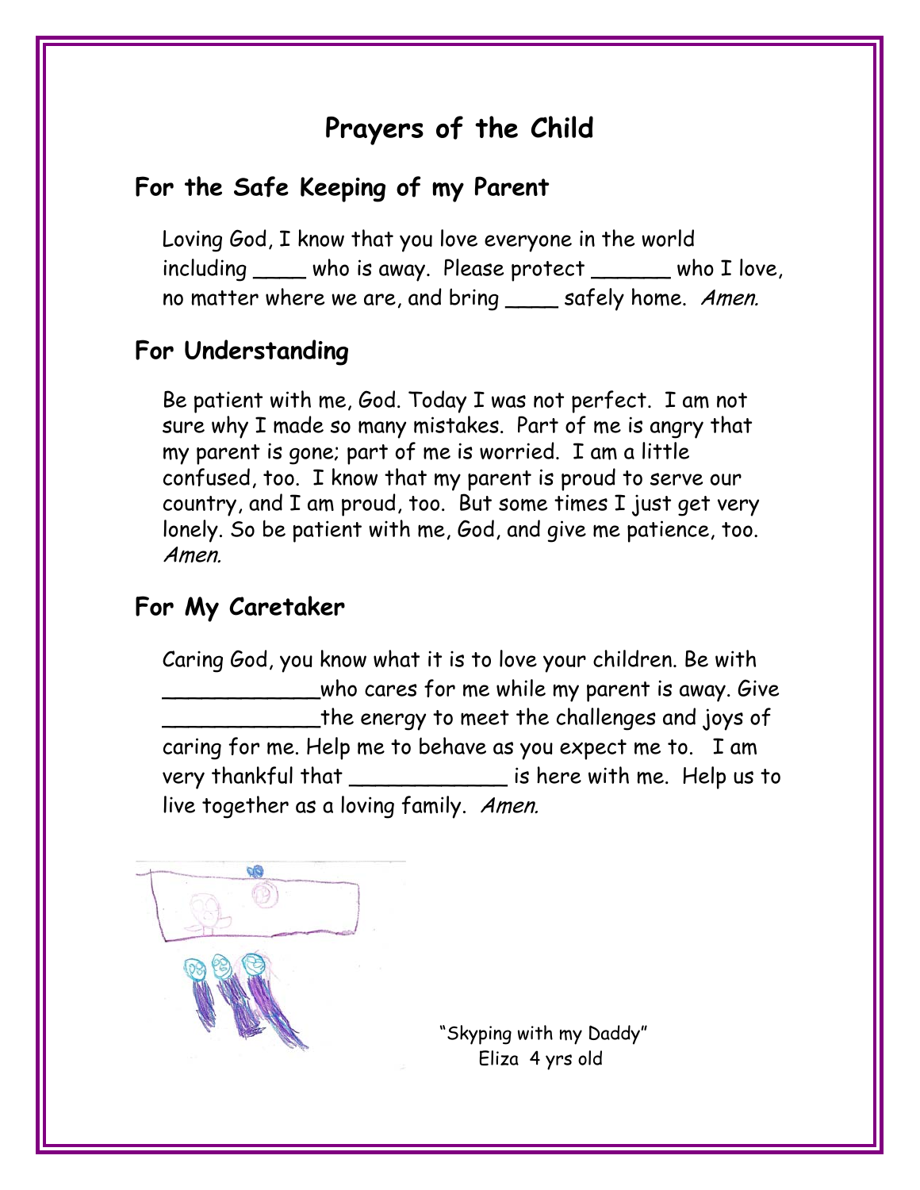# Prayers of the Child

## For the Safe Keeping of my Parent

Loving God, I know that you love everyone in the world including ____ who is away. Please protect ______ who I love, no matter where we are, and bring ____ safely home. *Amen.*

## For Understanding

Be patient with me, God. Today I was not perfect. I am not sure why I made so many mistakes. Part of me is angry that my parent is gone; part of me is worried. I am a little confused, too. I know that my parent is proud to serve our country, and I am proud, too. But some times I just get very lonely. So be patient with me, God, and give me patience, too. *Amen.*

## For My Caretaker

Caring God, you know what it is to love your children. Be with ____________who cares for me while my parent is away. Give ____________the energy to meet the challenges and joys of caring for me. Help me to behave as you expect me to. I am very thankful that ____________ is here with me. Help us to live together as a loving family. *Amen.*

"Skyping with my Daddy"
Eliza 4 yrs old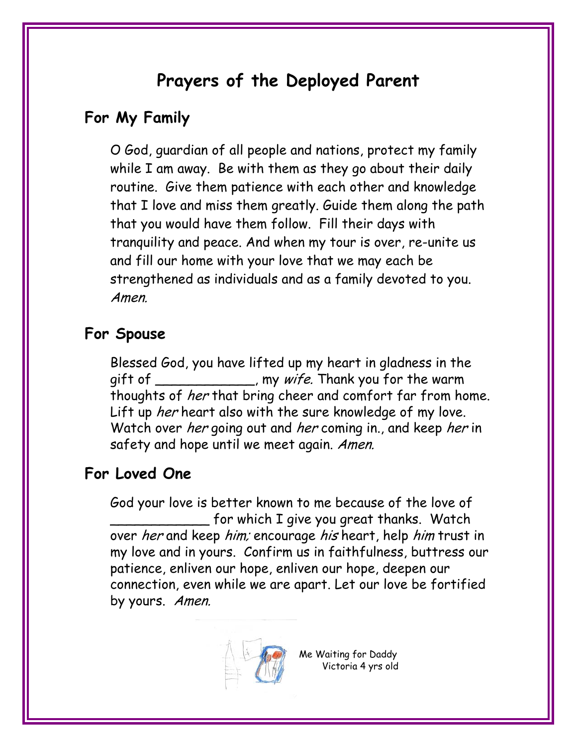# Prayers of the Deployed Parent

## For My Family

O God, guardian of all people and nations, protect my family while I am away. Be with them as they go about their daily routine. Give them patience with each other and knowledge that I love and miss them greatly. Guide them along the path that you would have them follow. Fill their days with tranquility and peace. And when my tour is over, re-unite us and fill our home with your love that we may each be strengthened as individuals and as a family devoted to you. *Amen.*

## For Spouse

Blessed God, you have lifted up my heart in gladness in the gift of ____________, my *wife.* Thank you for the warm thoughts of *her* that bring cheer and comfort far from home. Lift up *her* heart also with the sure knowledge of my love. Watch over *her* going out and *her* coming in., and keep *her* in safety and hope until we meet again. *Amen.*

## For Loved One

God your love is better known to me because of the love of ____________ for which I give you great thanks. Watch over *her* and keep *him;* encourage *his* heart, help *him* trust in my love and in yours. Confirm us in faithfulness, buttress our patience, enliven our hope, enliven our hope, deepen our connection, even while we are apart. Let our love be fortified by yours. *Amen.*

Me Waiting for Daddy
Victoria 4 yrs old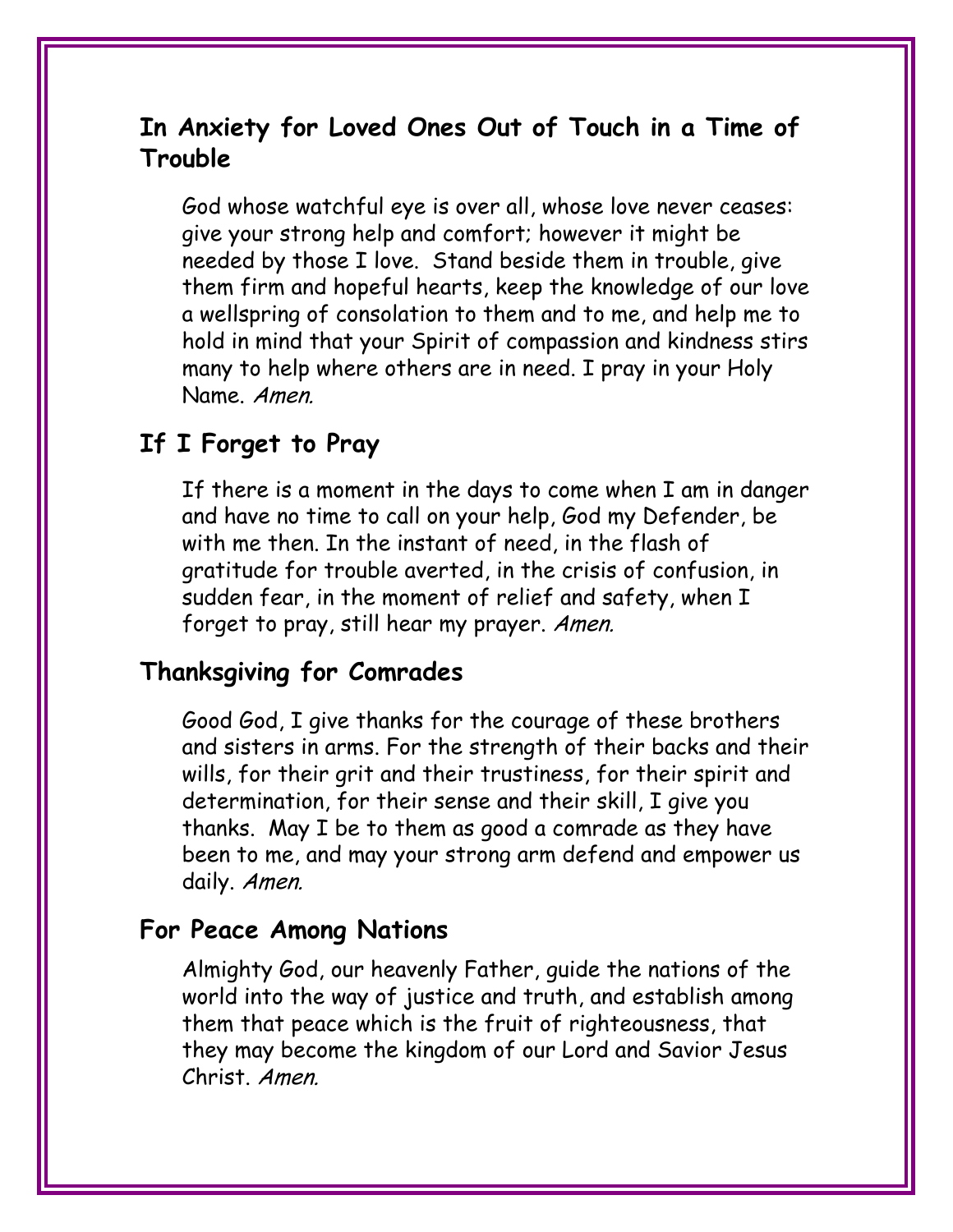## In Anxiety for Loved Ones Out of Touch in a Time of Trouble

God whose watchful eye is over all, whose love never ceases: give your strong help and comfort; however it might be needed by those I love. Stand beside them in trouble, give them firm and hopeful hearts, keep the knowledge of our love a wellspring of consolation to them and to me, and help me to hold in mind that your Spirit of compassion and kindness stirs many to help where others are in need. I pray in your Holy Name. *Amen.*

## If I Forget to Pray

If there is a moment in the days to come when I am in danger and have no time to call on your help, God my Defender, be with me then. In the instant of need, in the flash of gratitude for trouble averted, in the crisis of confusion, in sudden fear, in the moment of relief and safety, when I forget to pray, still hear my prayer. *Amen.*

## Thanksgiving for Comrades

Good God, I give thanks for the courage of these brothers and sisters in arms. For the strength of their backs and their wills, for their grit and their trustiness, for their spirit and determination, for their sense and their skill, I give you thanks. May I be to them as good a comrade as they have been to me, and may your strong arm defend and empower us daily. *Amen.*

## For Peace Among Nations

Almighty God, our heavenly Father, guide the nations of the world into the way of justice and truth, and establish among them that peace which is the fruit of righteousness, that they may become the kingdom of our Lord and Savior Jesus Christ. *Amen.*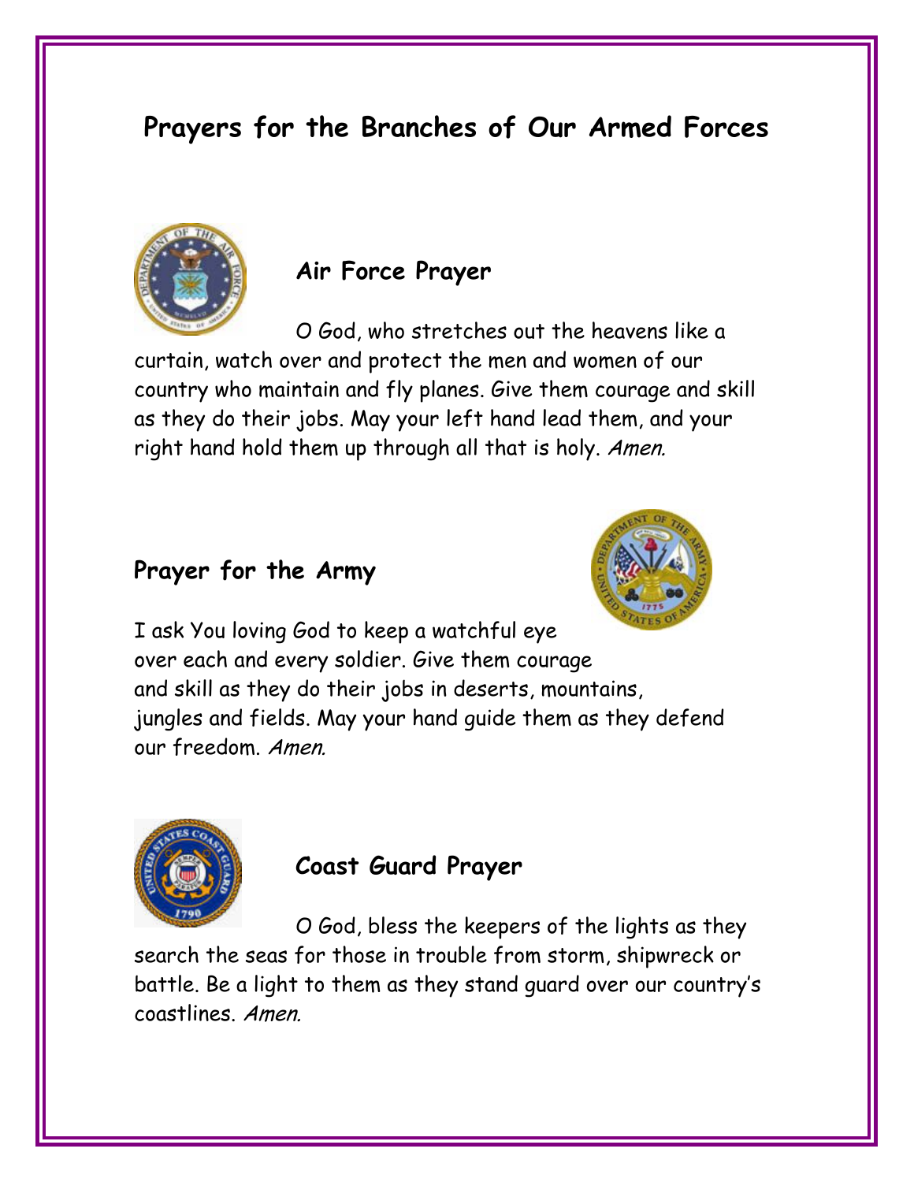# Prayers for the Branches of Our Armed Forces

## Air Force Prayer

O God, who stretches out the heavens like a curtain, watch over and protect the men and women of our country who maintain and fly planes. Give them courage and skill as they do their jobs. May your left hand lead them, and your right hand hold them up through all that is holy. *Amen.*

## Prayer for the Army

I ask You loving God to keep a watchful eye over each and every soldier. Give them courage and skill as they do their jobs in deserts, mountains, jungles and fields. May your hand guide them as they defend our freedom. *Amen.*

## Coast Guard Prayer

O God, bless the keepers of the lights as they search the seas for those in trouble from storm, shipwreck or battle. Be a light to them as they stand guard over our country's coastlines. *Amen.*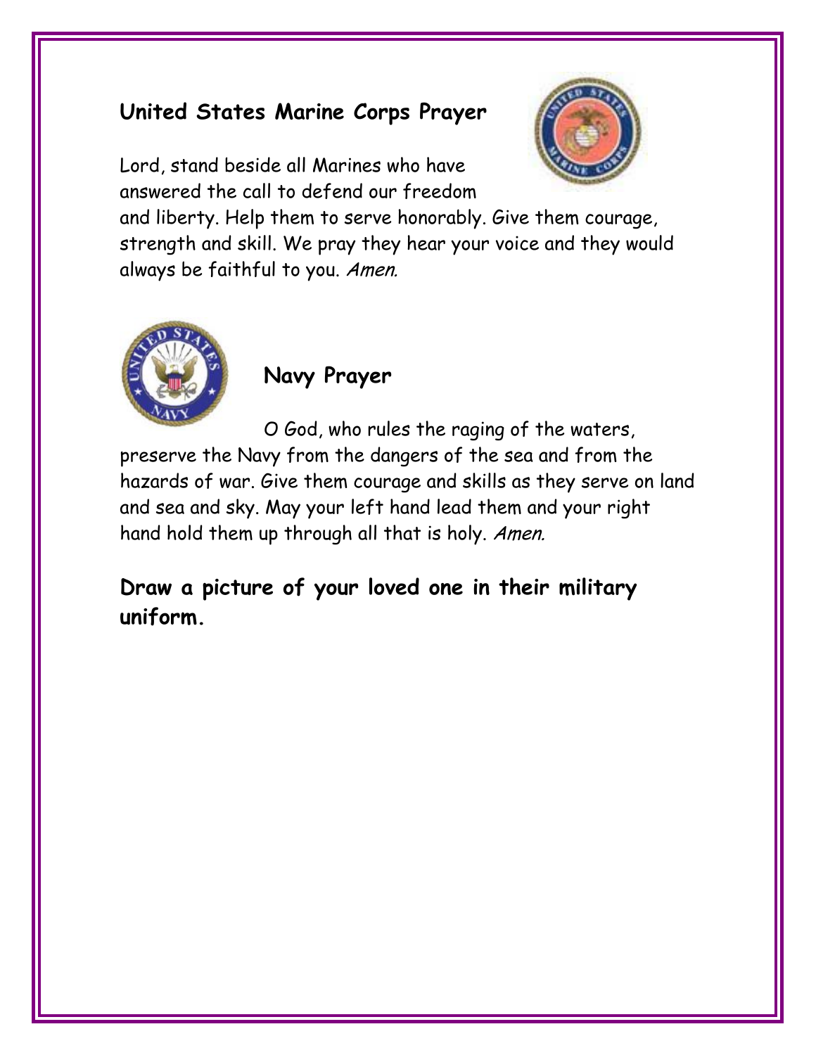## United States Marine Corps Prayer

Lord, stand beside all Marines who have answered the call to defend our freedom and liberty. Help them to serve honorably. Give them courage, strength and skill. We pray they hear your voice and they would always be faithful to you. *Amen.*

## Navy Prayer

O God, who rules the raging of the waters, preserve the Navy from the dangers of the sea and from the hazards of war. Give them courage and skills as they serve on land and sea and sky. May your left hand lead them and your right hand hold them up through all that is holy. *Amen.*

**Draw a picture of your loved one in their military uniform.**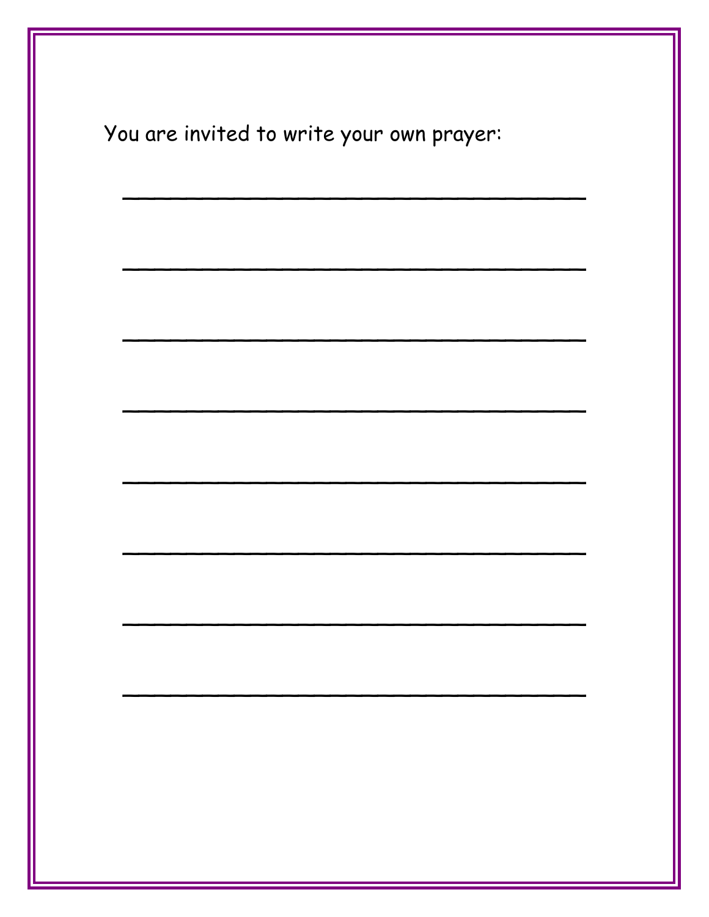You are invited to write your own prayer:

\_\_\_\_\_\_\_\_\_\_\_\_\_\_\_\_\_\_\_\_\_\_\_\_\_\_\_\_\_\_\_\_\_\_\_\_

\_\_\_\_\_\_\_\_\_\_\_\_\_\_\_\_\_\_\_\_\_\_\_\_\_\_\_\_\_\_\_\_\_\_\_\_

\_\_\_\_\_\_\_\_\_\_\_\_\_\_\_\_\_\_\_\_\_\_\_\_\_\_\_\_\_\_\_\_\_\_\_\_

\_\_\_\_\_\_\_\_\_\_\_\_\_\_\_\_\_\_\_\_\_\_\_\_\_\_\_\_\_\_\_\_\_\_\_\_

\_\_\_\_\_\_\_\_\_\_\_\_\_\_\_\_\_\_\_\_\_\_\_\_\_\_\_\_\_\_\_\_\_\_\_\_

\_\_\_\_\_\_\_\_\_\_\_\_\_\_\_\_\_\_\_\_\_\_\_\_\_\_\_\_\_\_\_\_\_\_\_\_

\_\_\_\_\_\_\_\_\_\_\_\_\_\_\_\_\_\_\_\_\_\_\_\_\_\_\_\_\_\_\_\_\_\_\_\_

\_\_\_\_\_\_\_\_\_\_\_\_\_\_\_\_\_\_\_\_\_\_\_\_\_\_\_\_\_\_\_\_\_\_\_\_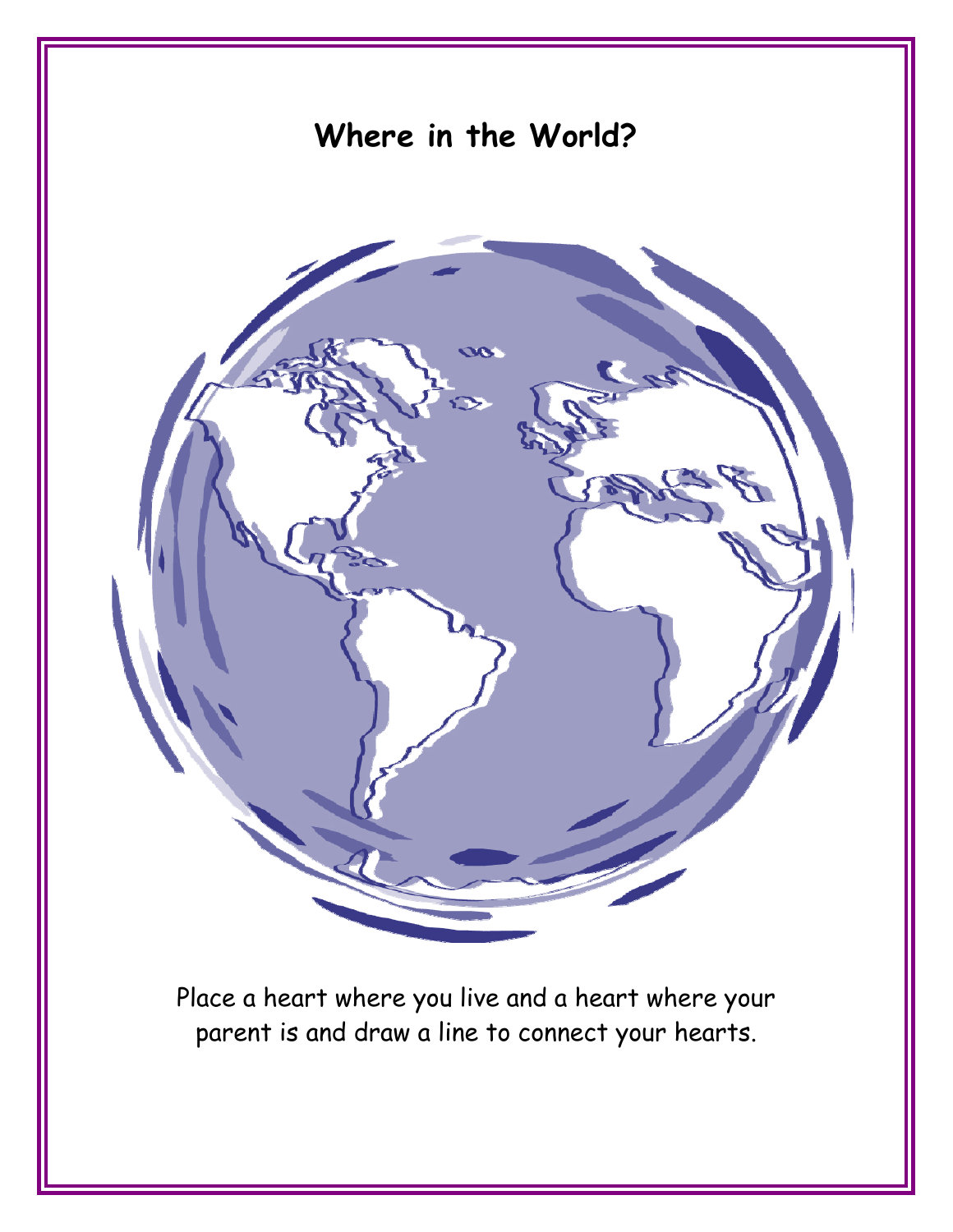# Where in the World?

Place a heart where you live and a heart where your parent is and draw a line to connect your hearts.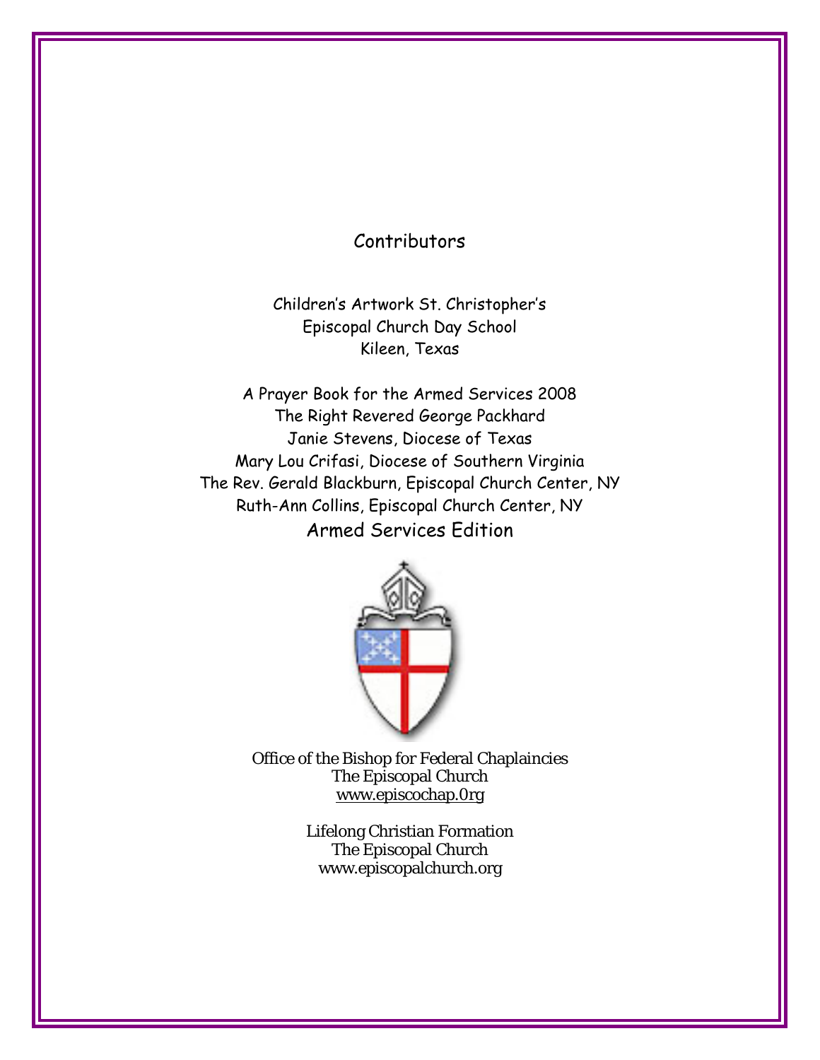# Contributors

Children's Artwork St. Christopher's
Episcopal Church Day School
Kileen, Texas

A Prayer Book for the Armed Services 2008
The Right Revered George Packhard
Janie Stevens, Diocese of Texas
Mary Lou Crifasi, Diocese of Southern Virginia
The Rev. Gerald Blackburn, Episcopal Church Center, NY
Ruth-Ann Collins, Episcopal Church Center, NY

Armed Services Edition

Office of the Bishop for Federal Chaplaincies
The Episcopal Church
www.episcochap.0rg

Lifelong Christian Formation
The Episcopal Church
www.episcopalchurch.org